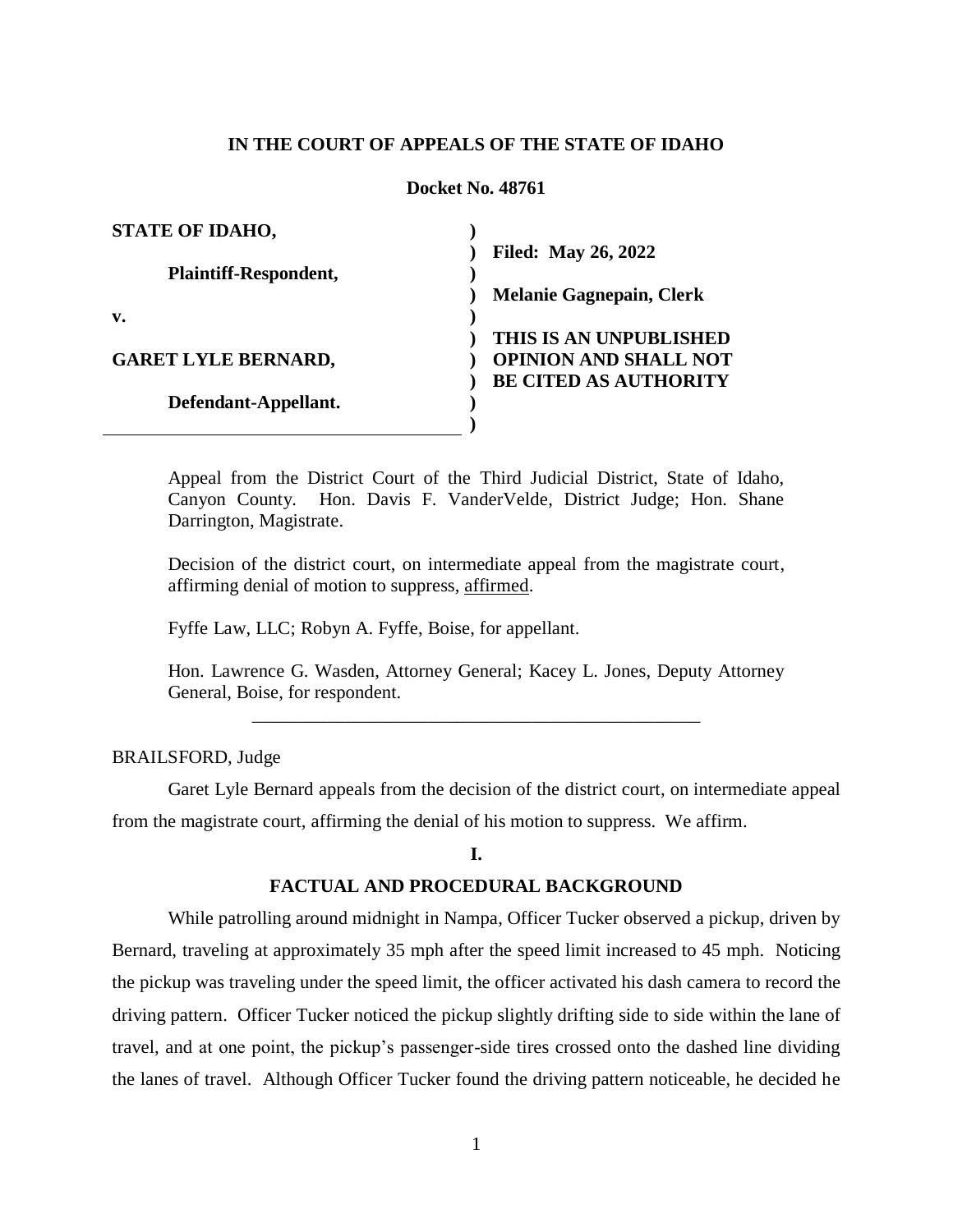**IN THE COURT OF APPEALS OF THE STATE OF IDAHO**

**Docket No. 48761**

| | |
|---|---|
| **STATE OF IDAHO,** | |
| **Plaintiff-Respondent,** | **Filed: May 26, 2022** |
| **v.** | **Melanie Gagnepain, Clerk** |
| **GARET LYLE BERNARD,** | **THIS IS AN UNPUBLISHED OPINION AND SHALL NOT BE CITED AS AUTHORITY** |
| **Defendant-Appellant.** | |

Appeal from the District Court of the Third Judicial District, State of Idaho, Canyon County. Hon. Davis F. VanderVelde, District Judge; Hon. Shane Darrington, Magistrate.

Decision of the district court, on intermediate appeal from the magistrate court, affirming denial of motion to suppress, affirmed.

Fyffe Law, LLC; Robyn A. Fyffe, Boise, for appellant.

Hon. Lawrence G. Wasden, Attorney General; Kacey L. Jones, Deputy Attorney General, Boise, for respondent.

---

BRAILSFORD, Judge

Garet Lyle Bernard appeals from the decision of the district court, on intermediate appeal from the magistrate court, affirming the denial of his motion to suppress. We affirm.

## I.

## FACTUAL AND PROCEDURAL BACKGROUND

While patrolling around midnight in Nampa, Officer Tucker observed a pickup, driven by Bernard, traveling at approximately 35 mph after the speed limit increased to 45 mph. Noticing the pickup was traveling under the speed limit, the officer activated his dash camera to record the driving pattern. Officer Tucker noticed the pickup slightly drifting side to side within the lane of travel, and at one point, the pickup's passenger-side tires crossed onto the dashed line dividing the lanes of travel. Although Officer Tucker found the driving pattern noticeable, he decided he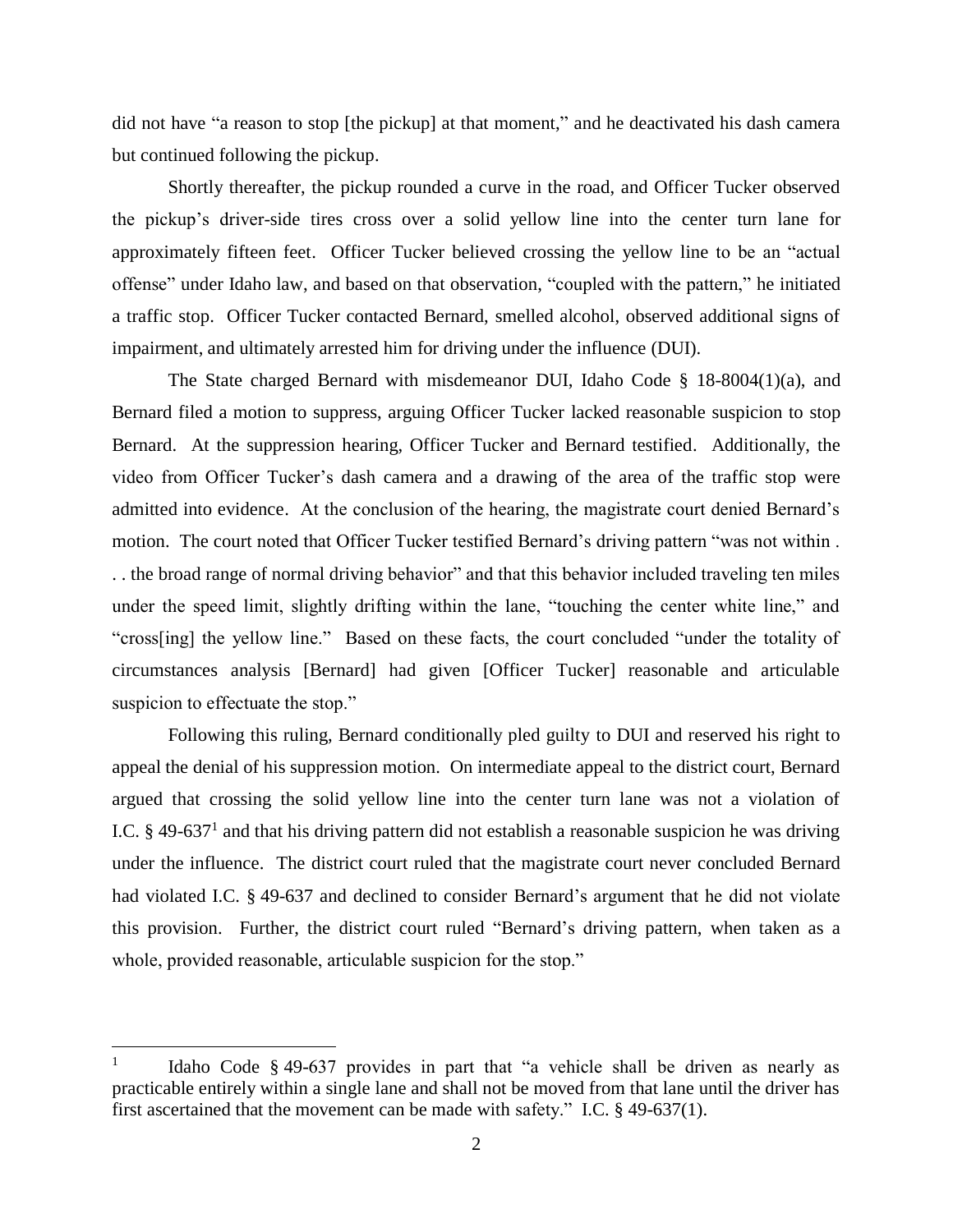did not have "a reason to stop [the pickup] at that moment," and he deactivated his dash camera but continued following the pickup.

Shortly thereafter, the pickup rounded a curve in the road, and Officer Tucker observed the pickup's driver-side tires cross over a solid yellow line into the center turn lane for approximately fifteen feet. Officer Tucker believed crossing the yellow line to be an "actual offense" under Idaho law, and based on that observation, "coupled with the pattern," he initiated a traffic stop. Officer Tucker contacted Bernard, smelled alcohol, observed additional signs of impairment, and ultimately arrested him for driving under the influence (DUI).

The State charged Bernard with misdemeanor DUI, Idaho Code § 18-8004(1)(a), and Bernard filed a motion to suppress, arguing Officer Tucker lacked reasonable suspicion to stop Bernard. At the suppression hearing, Officer Tucker and Bernard testified. Additionally, the video from Officer Tucker's dash camera and a drawing of the area of the traffic stop were admitted into evidence. At the conclusion of the hearing, the magistrate court denied Bernard's motion. The court noted that Officer Tucker testified Bernard's driving pattern "was not within . . . the broad range of normal driving behavior" and that this behavior included traveling ten miles under the speed limit, slightly drifting within the lane, "touching the center white line," and "cross[ing] the yellow line." Based on these facts, the court concluded "under the totality of circumstances analysis [Bernard] had given [Officer Tucker] reasonable and articulable suspicion to effectuate the stop."

Following this ruling, Bernard conditionally pled guilty to DUI and reserved his right to appeal the denial of his suppression motion. On intermediate appeal to the district court, Bernard argued that crossing the solid yellow line into the center turn lane was not a violation of I.C. § 49-637[1] and that his driving pattern did not establish a reasonable suspicion he was driving under the influence. The district court ruled that the magistrate court never concluded Bernard had violated I.C. § 49-637 and declined to consider Bernard's argument that he did not violate this provision. Further, the district court ruled "Bernard's driving pattern, when taken as a whole, provided reasonable, articulable suspicion for the stop."

---

[1] Idaho Code § 49-637 provides in part that "a vehicle shall be driven as nearly as practicable entirely within a single lane and shall not be moved from that lane until the driver has first ascertained that the movement can be made with safety." I.C. § 49-637(1).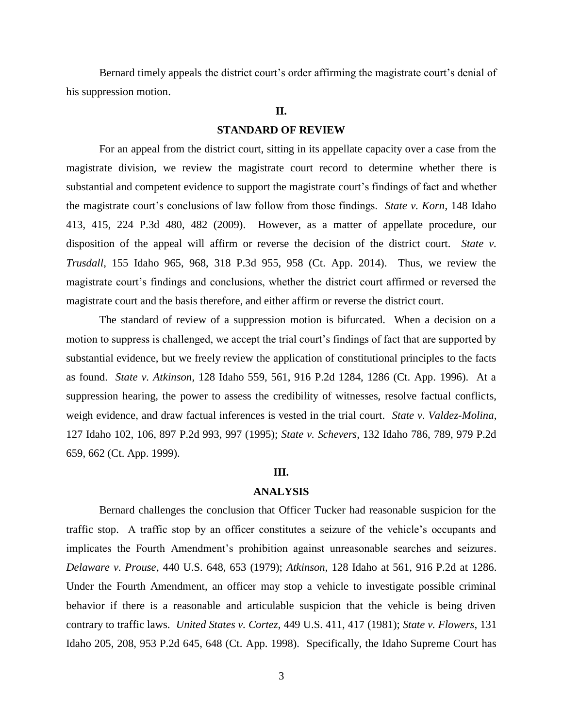Bernard timely appeals the district court's order affirming the magistrate court's denial of his suppression motion.

## II.

## STANDARD OF REVIEW

For an appeal from the district court, sitting in its appellate capacity over a case from the magistrate division, we review the magistrate court record to determine whether there is substantial and competent evidence to support the magistrate court's findings of fact and whether the magistrate court's conclusions of law follow from those findings. *State v. Korn*, 148 Idaho 413, 415, 224 P.3d 480, 482 (2009). However, as a matter of appellate procedure, our disposition of the appeal will affirm or reverse the decision of the district court. *State v. Trusdall*, 155 Idaho 965, 968, 318 P.3d 955, 958 (Ct. App. 2014). Thus, we review the magistrate court's findings and conclusions, whether the district court affirmed or reversed the magistrate court and the basis therefore, and either affirm or reverse the district court.

The standard of review of a suppression motion is bifurcated. When a decision on a motion to suppress is challenged, we accept the trial court's findings of fact that are supported by substantial evidence, but we freely review the application of constitutional principles to the facts as found. *State v. Atkinson*, 128 Idaho 559, 561, 916 P.2d 1284, 1286 (Ct. App. 1996). At a suppression hearing, the power to assess the credibility of witnesses, resolve factual conflicts, weigh evidence, and draw factual inferences is vested in the trial court. *State v. Valdez-Molina*, 127 Idaho 102, 106, 897 P.2d 993, 997 (1995); *State v. Schevers*, 132 Idaho 786, 789, 979 P.2d 659, 662 (Ct. App. 1999).

## III.

## ANALYSIS

Bernard challenges the conclusion that Officer Tucker had reasonable suspicion for the traffic stop. A traffic stop by an officer constitutes a seizure of the vehicle's occupants and implicates the Fourth Amendment's prohibition against unreasonable searches and seizures. *Delaware v. Prouse*, 440 U.S. 648, 653 (1979); *Atkinson*, 128 Idaho at 561, 916 P.2d at 1286. Under the Fourth Amendment, an officer may stop a vehicle to investigate possible criminal behavior if there is a reasonable and articulable suspicion that the vehicle is being driven contrary to traffic laws. *United States v. Cortez*, 449 U.S. 411, 417 (1981); *State v. Flowers*, 131 Idaho 205, 208, 953 P.2d 645, 648 (Ct. App. 1998). Specifically, the Idaho Supreme Court has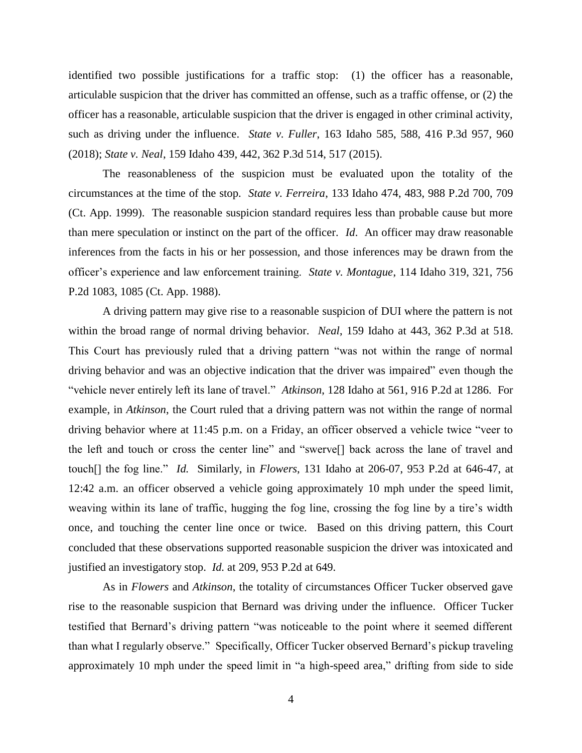identified two possible justifications for a traffic stop: (1) the officer has a reasonable, articulable suspicion that the driver has committed an offense, such as a traffic offense, or (2) the officer has a reasonable, articulable suspicion that the driver is engaged in other criminal activity, such as driving under the influence. *State v. Fuller*, 163 Idaho 585, 588, 416 P.3d 957, 960 (2018); *State v. Neal*, 159 Idaho 439, 442, 362 P.3d 514, 517 (2015).

The reasonableness of the suspicion must be evaluated upon the totality of the circumstances at the time of the stop. *State v. Ferreira*, 133 Idaho 474, 483, 988 P.2d 700, 709 (Ct. App. 1999). The reasonable suspicion standard requires less than probable cause but more than mere speculation or instinct on the part of the officer. *Id*. An officer may draw reasonable inferences from the facts in his or her possession, and those inferences may be drawn from the officer's experience and law enforcement training. *State v. Montague*, 114 Idaho 319, 321, 756 P.2d 1083, 1085 (Ct. App. 1988).

A driving pattern may give rise to a reasonable suspicion of DUI where the pattern is not within the broad range of normal driving behavior. *Neal*, 159 Idaho at 443, 362 P.3d at 518. This Court has previously ruled that a driving pattern "was not within the range of normal driving behavior and was an objective indication that the driver was impaired" even though the "vehicle never entirely left its lane of travel." *Atkinson*, 128 Idaho at 561, 916 P.2d at 1286. For example, in *Atkinson*, the Court ruled that a driving pattern was not within the range of normal driving behavior where at 11:45 p.m. on a Friday, an officer observed a vehicle twice "veer to the left and touch or cross the center line" and "swerve[] back across the lane of travel and touch[] the fog line." *Id.* Similarly, in *Flowers*, 131 Idaho at 206-07, 953 P.2d at 646-47, at 12:42 a.m. an officer observed a vehicle going approximately 10 mph under the speed limit, weaving within its lane of traffic, hugging the fog line, crossing the fog line by a tire's width once, and touching the center line once or twice. Based on this driving pattern, this Court concluded that these observations supported reasonable suspicion the driver was intoxicated and justified an investigatory stop. *Id.* at 209, 953 P.2d at 649.

As in *Flowers* and *Atkinson*, the totality of circumstances Officer Tucker observed gave rise to the reasonable suspicion that Bernard was driving under the influence. Officer Tucker testified that Bernard's driving pattern "was noticeable to the point where it seemed different than what I regularly observe." Specifically, Officer Tucker observed Bernard's pickup traveling approximately 10 mph under the speed limit in "a high-speed area," drifting from side to side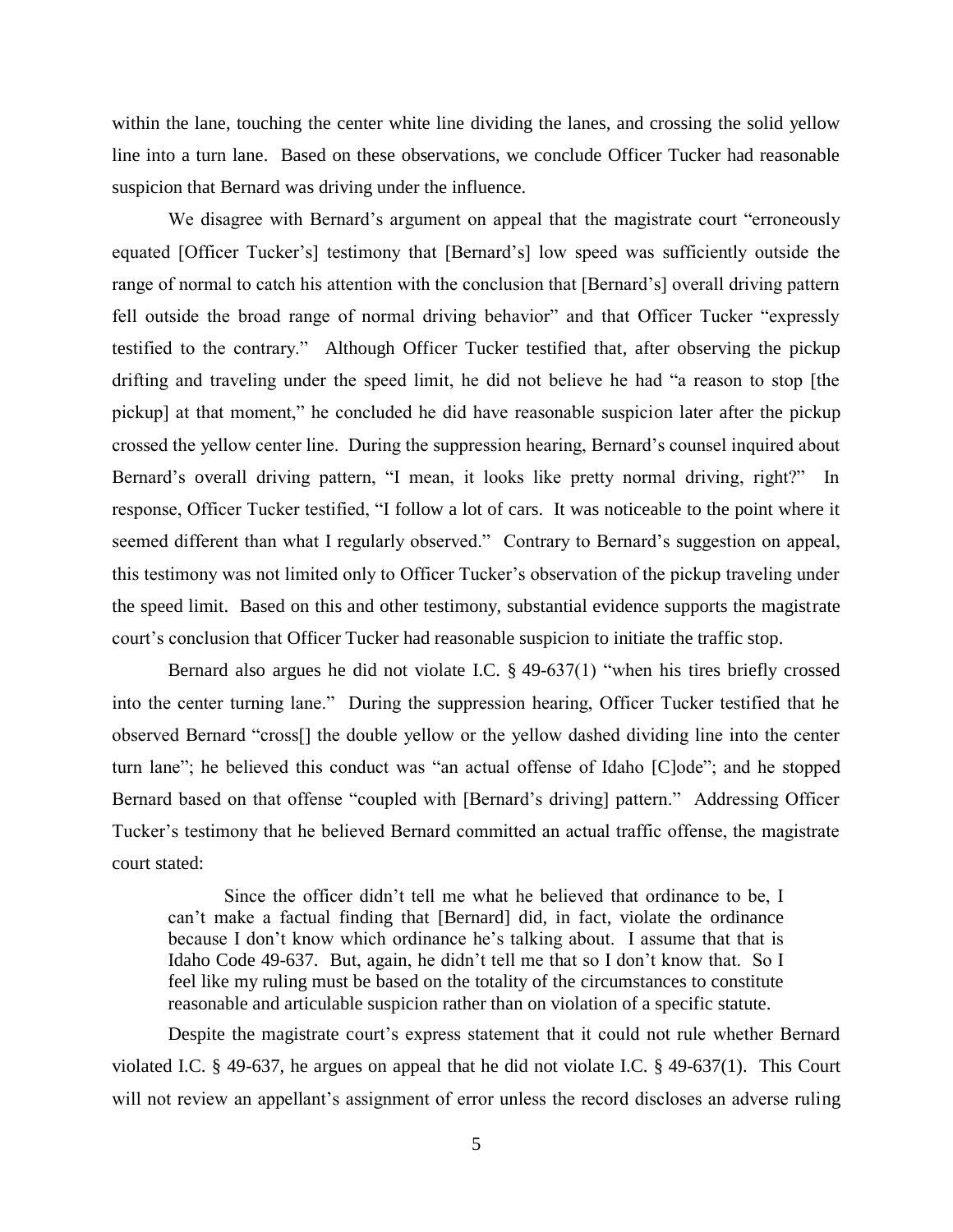within the lane, touching the center white line dividing the lanes, and crossing the solid yellow line into a turn lane. Based on these observations, we conclude Officer Tucker had reasonable suspicion that Bernard was driving under the influence.

We disagree with Bernard's argument on appeal that the magistrate court "erroneously equated [Officer Tucker's] testimony that [Bernard's] low speed was sufficiently outside the range of normal to catch his attention with the conclusion that [Bernard's] overall driving pattern fell outside the broad range of normal driving behavior" and that Officer Tucker "expressly testified to the contrary." Although Officer Tucker testified that, after observing the pickup drifting and traveling under the speed limit, he did not believe he had "a reason to stop [the pickup] at that moment," he concluded he did have reasonable suspicion later after the pickup crossed the yellow center line. During the suppression hearing, Bernard's counsel inquired about Bernard's overall driving pattern, "I mean, it looks like pretty normal driving, right?" In response, Officer Tucker testified, "I follow a lot of cars. It was noticeable to the point where it seemed different than what I regularly observed." Contrary to Bernard's suggestion on appeal, this testimony was not limited only to Officer Tucker's observation of the pickup traveling under the speed limit. Based on this and other testimony, substantial evidence supports the magistrate court's conclusion that Officer Tucker had reasonable suspicion to initiate the traffic stop.

Bernard also argues he did not violate I.C. § 49-637(1) "when his tires briefly crossed into the center turning lane." During the suppression hearing, Officer Tucker testified that he observed Bernard "cross[] the double yellow or the yellow dashed dividing line into the center turn lane"; he believed this conduct was "an actual offense of Idaho [C]ode"; and he stopped Bernard based on that offense "coupled with [Bernard's driving] pattern." Addressing Officer Tucker's testimony that he believed Bernard committed an actual traffic offense, the magistrate court stated:

> Since the officer didn't tell me what he believed that ordinance to be, I can't make a factual finding that [Bernard] did, in fact, violate the ordinance because I don't know which ordinance he's talking about. I assume that that is Idaho Code 49-637. But, again, he didn't tell me that so I don't know that. So I feel like my ruling must be based on the totality of the circumstances to constitute reasonable and articulable suspicion rather than on violation of a specific statute.

Despite the magistrate court's express statement that it could not rule whether Bernard violated I.C. § 49-637, he argues on appeal that he did not violate I.C. § 49-637(1). This Court will not review an appellant's assignment of error unless the record discloses an adverse ruling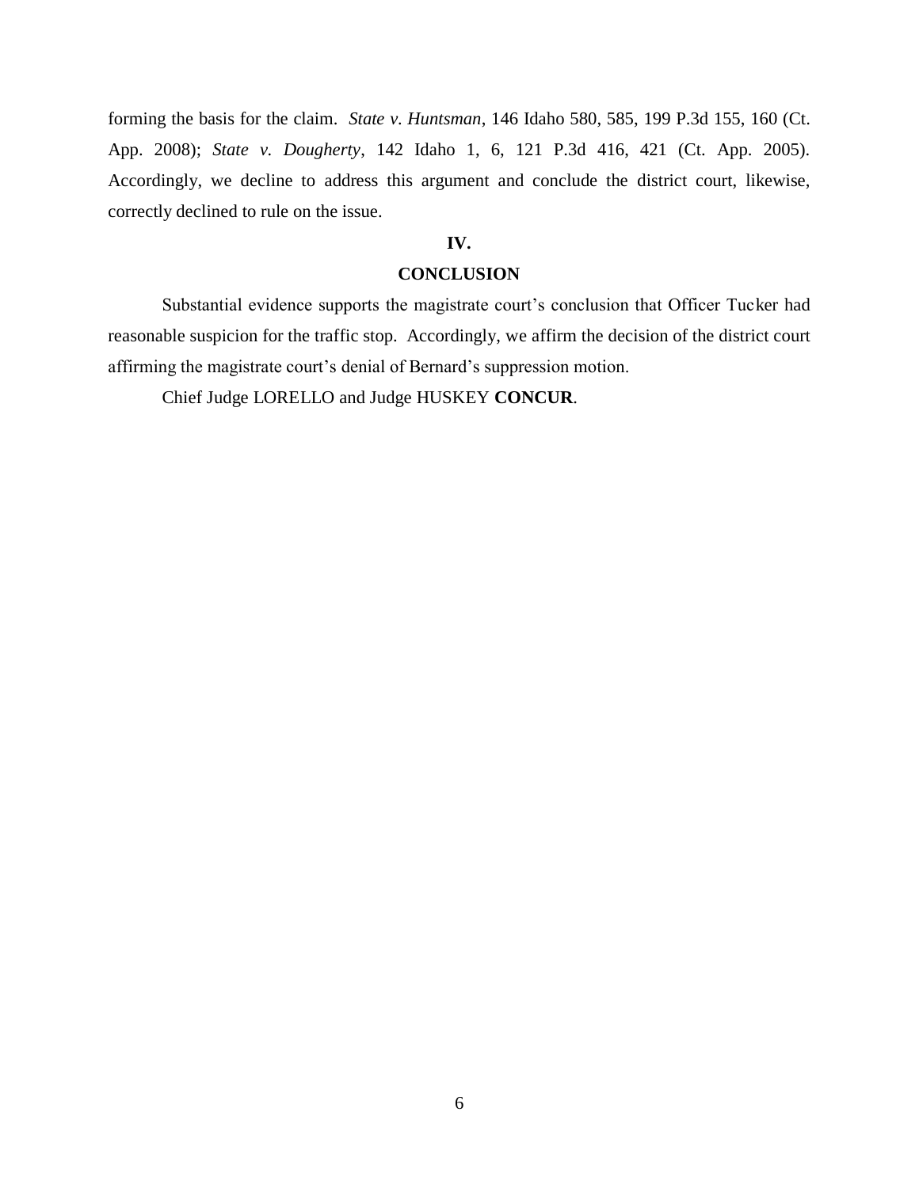forming the basis for the claim. *State v. Huntsman*, 146 Idaho 580, 585, 199 P.3d 155, 160 (Ct. App. 2008); *State v. Dougherty*, 142 Idaho 1, 6, 121 P.3d 416, 421 (Ct. App. 2005). Accordingly, we decline to address this argument and conclude the district court, likewise, correctly declined to rule on the issue.

## IV.
## CONCLUSION

Substantial evidence supports the magistrate court's conclusion that Officer Tucker had reasonable suspicion for the traffic stop. Accordingly, we affirm the decision of the district court affirming the magistrate court's denial of Bernard's suppression motion.

Chief Judge LORELLO and Judge HUSKEY **CONCUR**.